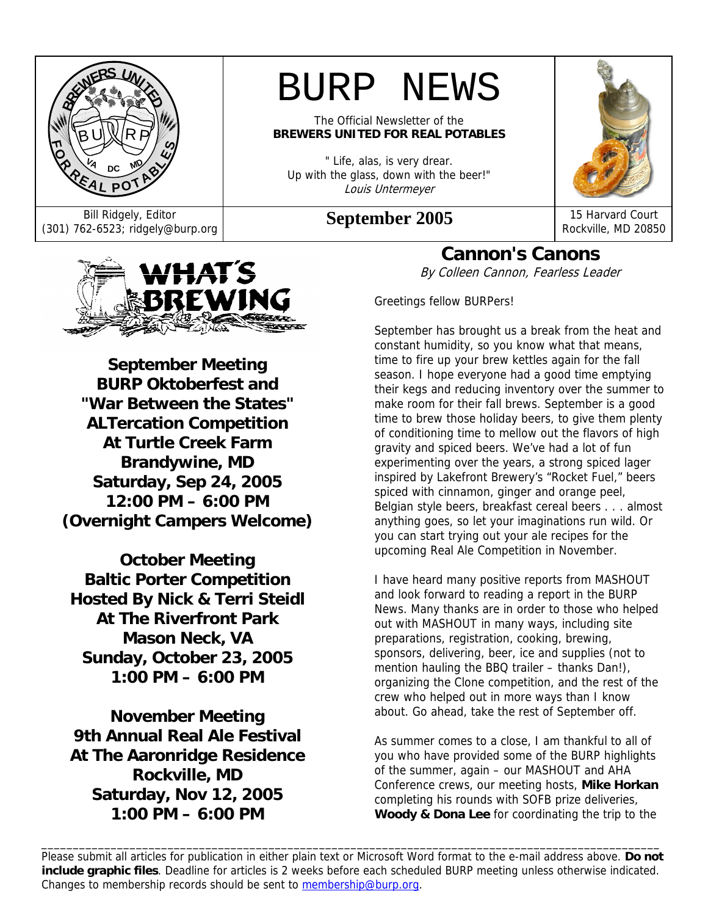# BURP NEWS

The Official Newsletter of the
**BREWERS UNITED FOR REAL POTABLES**

" Life, alas, is very drear.
Up with the glass, down with the beer!"
*Louis Untermeyer*

Bill Ridgely, Editor
(301) 762-6523; ridgely@burp.org

**September 2005**

15 Harvard Court
Rockville, MD 20850

## WHAT'S BREWING

**September Meeting**
**BURP Oktoberfest and "War Between the States" ALTercation Competition**
**At Turtle Creek Farm**
**Brandywine, MD**
**Saturday, Sep 24, 2005**
**12:00 PM – 6:00 PM**
**(Overnight Campers Welcome)**

**October Meeting**
**Baltic Porter Competition**
**Hosted By Nick & Terri Steidl**
**At The Riverfront Park**
**Mason Neck, VA**
**Sunday, October 23, 2005**
**1:00 PM – 6:00 PM**

**November Meeting**
**9th Annual Real Ale Festival**
**At The Aaronridge Residence**
**Rockville, MD**
**Saturday, Nov 12, 2005**
**1:00 PM – 6:00 PM**

## Cannon's Canons

*By Colleen Cannon, Fearless Leader*

Greetings fellow BURPers!

September has brought us a break from the heat and constant humidity, so you know what that means, time to fire up your brew kettles again for the fall season. I hope everyone had a good time emptying their kegs and reducing inventory over the summer to make room for their fall brews. September is a good time to brew those holiday beers, to give them plenty of conditioning time to mellow out the flavors of high gravity and spiced beers. We've had a lot of fun experimenting over the years, a strong spiced lager inspired by Lakefront Brewery's "Rocket Fuel," beers spiced with cinnamon, ginger and orange peel, Belgian style beers, breakfast cereal beers . . . almost anything goes, so let your imaginations run wild. Or you can start trying out your ale recipes for the upcoming Real Ale Competition in November.

I have heard many positive reports from MASHOUT and look forward to reading a report in the BURP News. Many thanks are in order to those who helped out with MASHOUT in many ways, including site preparations, registration, cooking, brewing, sponsors, delivering, beer, ice and supplies (not to mention hauling the BBQ trailer – thanks Dan!), organizing the Clone competition, and the rest of the crew who helped out in more ways than I know about. Go ahead, take the rest of September off.

As summer comes to a close, I am thankful to all of you who have provided some of the BURP highlights of the summer, again – our MASHOUT and AHA Conference crews, our meeting hosts, **Mike Horkan** completing his rounds with SOFB prize deliveries, **Woody & Dona Lee** for coordinating the trip to the

---

Please submit all articles for publication in either plain text or Microsoft Word format to the e-mail address above. **Do not include graphic files**. Deadline for articles is 2 weeks before each scheduled BURP meeting unless otherwise indicated. Changes to membership records should be sent to membership@burp.org.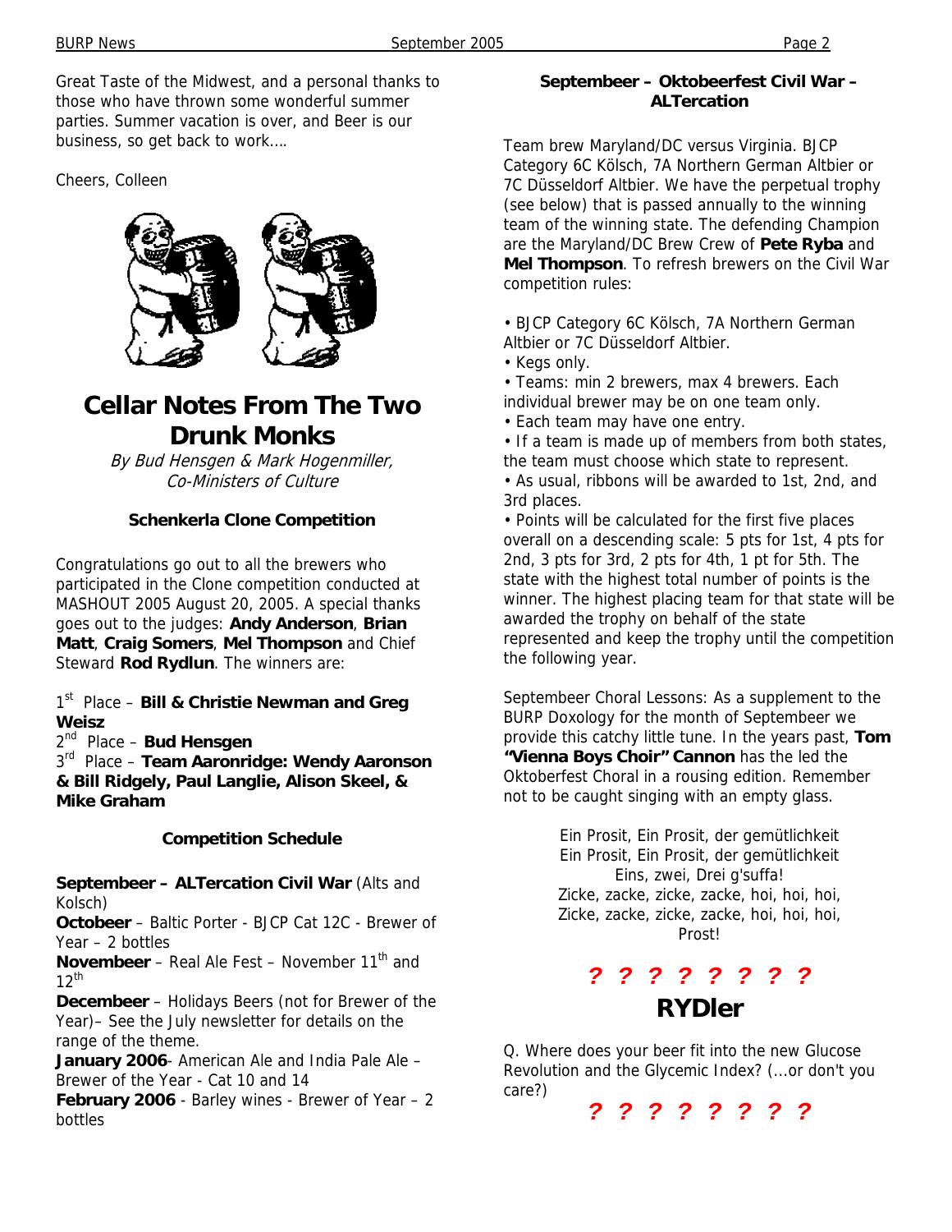Great Taste of the Midwest, and a personal thanks to those who have thrown some wonderful summer parties. Summer vacation is over, and Beer is our business, so get back to work….

Cheers, Colleen

# Cellar Notes From The Two Drunk Monks

*By Bud Hensgen & Mark Hogenmiller, Co-Ministers of Culture*

### Schenkerla Clone Competition

Congratulations go out to all the brewers who participated in the Clone competition conducted at MASHOUT 2005 August 20, 2005. A special thanks goes out to the judges: **Andy Anderson**, **Brian Matt**, **Craig Somers**, **Mel Thompson** and Chief Steward **Rod Rydlun**. The winners are:

1st Place – **Bill & Christie Newman and Greg Weisz**
2nd Place – **Bud Hensgen**
3rd Place – **Team Aaronridge: Wendy Aaronson & Bill Ridgely, Paul Langlie, Alison Skeel, & Mike Graham**

### Competition Schedule

**Septembeer – ALTercation Civil War** (Alts and Kolsch)
**Octobeer** – Baltic Porter - BJCP Cat 12C - Brewer of Year – 2 bottles
**Novembeer** – Real Ale Fest – November 11th and 12th
**Decembeer** – Holidays Beers (not for Brewer of the Year)– See the July newsletter for details on the range of the theme.
**January 2006**- American Ale and India Pale Ale – Brewer of the Year - Cat 10 and 14
**February 2006** - Barley wines - Brewer of Year – 2 bottles

### Septembeer – Oktobeerfest Civil War – ALTercation

Team brew Maryland/DC versus Virginia. BJCP Category 6C Kölsch, 7A Northern German Altbier or 7C Düsseldorf Altbier. We have the perpetual trophy (see below) that is passed annually to the winning team of the winning state. The defending Champion are the Maryland/DC Brew Crew of **Pete Ryba** and **Mel Thompson**. To refresh brewers on the Civil War competition rules:

- BJCP Category 6C Kölsch, 7A Northern German Altbier or 7C Düsseldorf Altbier.
- Kegs only.
- Teams: min 2 brewers, max 4 brewers. Each individual brewer may be on one team only.
- Each team may have one entry.
- If a team is made up of members from both states, the team must choose which state to represent.
- As usual, ribbons will be awarded to 1st, 2nd, and 3rd places.
- Points will be calculated for the first five places overall on a descending scale: 5 pts for 1st, 4 pts for 2nd, 3 pts for 3rd, 2 pts for 4th, 1 pt for 5th. The state with the highest total number of points is the winner. The highest placing team for that state will be awarded the trophy on behalf of the state represented and keep the trophy until the competition the following year.

Septembeer Choral Lessons: As a supplement to the BURP Doxology for the month of Septembeer we provide this catchy little tune. In the years past, **Tom "Vienna Boys Choir" Cannon** has the led the Oktoberfest Choral in a rousing edition. Remember not to be caught singing with an empty glass.

Ein Prosit, Ein Prosit, der gemütlichkeit
Ein Prosit, Ein Prosit, der gemütlichkeit
Eins, zwei, Drei g'suffa!
Zicke, zacke, zicke, zacke, hoi, hoi, hoi,
Zicke, zacke, zicke, zacke, hoi, hoi, hoi,
Prost!

? ? ? ? ? ? ? ?

# RYDler

Q. Where does your beer fit into the new Glucose Revolution and the Glycemic Index? (...or don't you care?)

? ? ? ? ? ? ? ?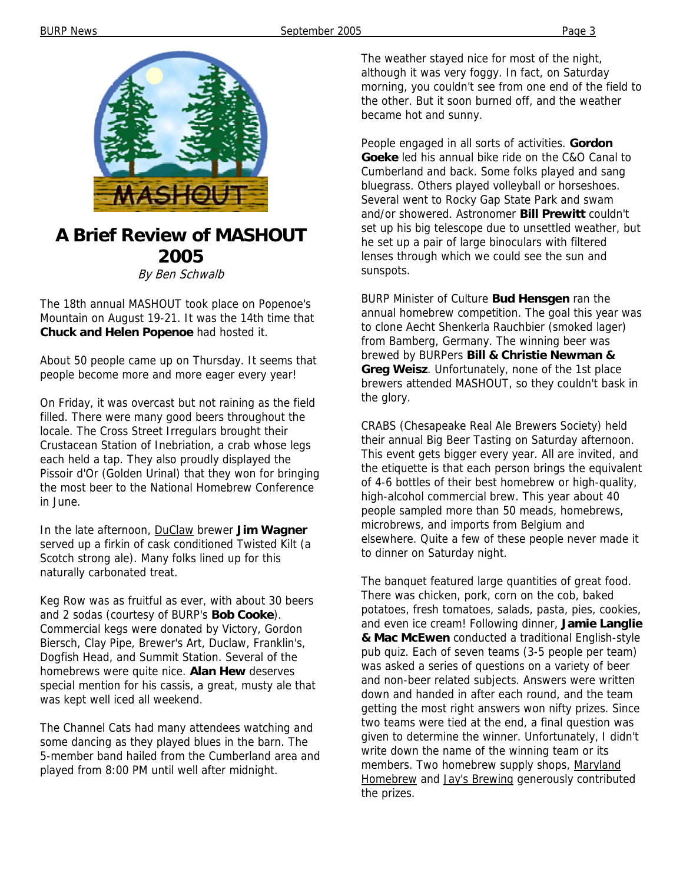# A Brief Review of MASHOUT 2005

*By Ben Schwalb*

The 18th annual MASHOUT took place on Popenoe's Mountain on August 19-21. It was the 14th time that **Chuck and Helen Popenoe** had hosted it.

About 50 people came up on Thursday. It seems that people become more and more eager every year!

On Friday, it was overcast but not raining as the field filled. There were many good beers throughout the locale. The Cross Street Irregulars brought their Crustacean Station of Inebriation, a crab whose legs each held a tap. They also proudly displayed the Pissoir d'Or (Golden Urinal) that they won for bringing the most beer to the National Homebrew Conference in June.

In the late afternoon, DuClaw brewer **Jim Wagner** served up a firkin of cask conditioned Twisted Kilt (a Scotch strong ale). Many folks lined up for this naturally carbonated treat.

Keg Row was as fruitful as ever, with about 30 beers and 2 sodas (courtesy of BURP's **Bob Cooke**). Commercial kegs were donated by Victory, Gordon Biersch, Clay Pipe, Brewer's Art, Duclaw, Franklin's, Dogfish Head, and Summit Station. Several of the homebrews were quite nice. **Alan Hew** deserves special mention for his cassis, a great, musty ale that was kept well iced all weekend.

The Channel Cats had many attendees watching and some dancing as they played blues in the barn. The 5-member band hailed from the Cumberland area and played from 8:00 PM until well after midnight.

The weather stayed nice for most of the night, although it was very foggy. In fact, on Saturday morning, you couldn't see from one end of the field to the other. But it soon burned off, and the weather became hot and sunny.

People engaged in all sorts of activities. **Gordon Goeke** led his annual bike ride on the C&O Canal to Cumberland and back. Some folks played and sang bluegrass. Others played volleyball or horseshoes. Several went to Rocky Gap State Park and swam and/or showered. Astronomer **Bill Prewitt** couldn't set up his big telescope due to unsettled weather, but he set up a pair of large binoculars with filtered lenses through which we could see the sun and sunspots.

BURP Minister of Culture **Bud Hensgen** ran the annual homebrew competition. The goal this year was to clone Aecht Shenkerla Rauchbier (smoked lager) from Bamberg, Germany. The winning beer was brewed by BURPers **Bill & Christie Newman & Greg Weisz**. Unfortunately, none of the 1st place brewers attended MASHOUT, so they couldn't bask in the glory.

CRABS (Chesapeake Real Ale Brewers Society) held their annual Big Beer Tasting on Saturday afternoon. This event gets bigger every year. All are invited, and the etiquette is that each person brings the equivalent of 4-6 bottles of their best homebrew or high-quality, high-alcohol commercial brew. This year about 40 people sampled more than 50 meads, homebrews, microbrews, and imports from Belgium and elsewhere. Quite a few of these people never made it to dinner on Saturday night.

The banquet featured large quantities of great food. There was chicken, pork, corn on the cob, baked potatoes, fresh tomatoes, salads, pasta, pies, cookies, and even ice cream! Following dinner, **Jamie Langlie & Mac McEwen** conducted a traditional English-style pub quiz. Each of seven teams (3-5 people per team) was asked a series of questions on a variety of beer and non-beer related subjects. Answers were written down and handed in after each round, and the team getting the most right answers won nifty prizes. Since two teams were tied at the end, a final question was given to determine the winner. Unfortunately, I didn't write down the name of the winning team or its members. Two homebrew supply shops, Maryland Homebrew and Jay's Brewing generously contributed the prizes.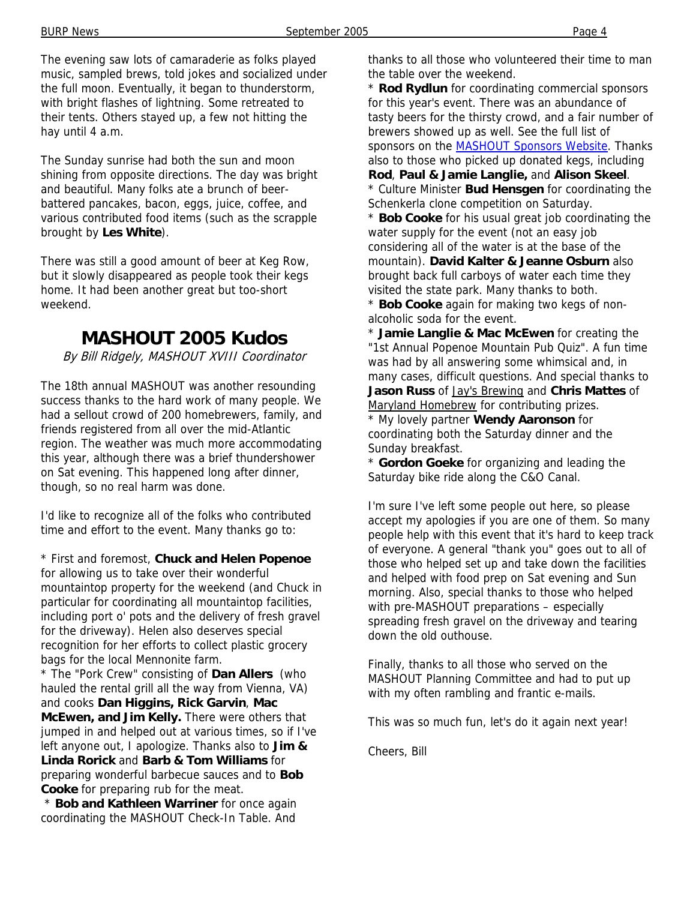The evening saw lots of camaraderie as folks played music, sampled brews, told jokes and socialized under the full moon. Eventually, it began to thunderstorm, with bright flashes of lightning. Some retreated to their tents. Others stayed up, a few not hitting the hay until 4 a.m.

The Sunday sunrise had both the sun and moon shining from opposite directions. The day was bright and beautiful. Many folks ate a brunch of beer-battered pancakes, bacon, eggs, juice, coffee, and various contributed food items (such as the scrapple brought by **Les White**).

There was still a good amount of beer at Keg Row, but it slowly disappeared as people took their kegs home. It had been another great but too-short weekend.

# MASHOUT 2005 Kudos

*By Bill Ridgely, MASHOUT XVIII Coordinator*

The 18th annual MASHOUT was another resounding success thanks to the hard work of many people. We had a sellout crowd of 200 homebrewers, family, and friends registered from all over the mid-Atlantic region. The weather was much more accommodating this year, although there was a brief thundershower on Sat evening. This happened long after dinner, though, so no real harm was done.

I'd like to recognize all of the folks who contributed time and effort to the event. Many thanks go to:

* First and foremost, **Chuck and Helen Popenoe** for allowing us to take over their wonderful mountaintop property for the weekend (and Chuck in particular for coordinating all mountaintop facilities, including port o' pots and the delivery of fresh gravel for the driveway). Helen also deserves special recognition for her efforts to collect plastic grocery bags for the local Mennonite farm.
* The "Pork Crew" consisting of **Dan Allers** (who hauled the rental grill all the way from Vienna, VA) and cooks **Dan Higgins, Rick Garvin**, **Mac McEwen, and Jim Kelly.** There were others that jumped in and helped out at various times, so if I've left anyone out, I apologize. Thanks also to **Jim & Linda Rorick** and **Barb & Tom Williams** for preparing wonderful barbecue sauces and to **Bob Cooke** for preparing rub for the meat.
* **Bob and Kathleen Warriner** for once again coordinating the MASHOUT Check-In Table. And thanks to all those who volunteered their time to man the table over the weekend.
* **Rod Rydlun** for coordinating commercial sponsors for this year's event. There was an abundance of tasty beers for the thirsty crowd, and a fair number of brewers showed up as well. See the full list of sponsors on the MASHOUT Sponsors Website. Thanks also to those who picked up donated kegs, including **Rod**, **Paul & Jamie Langlie,** and **Alison Skeel**.
* Culture Minister **Bud Hensgen** for coordinating the Schenkerla clone competition on Saturday.
* **Bob Cooke** for his usual great job coordinating the water supply for the event (not an easy job considering all of the water is at the base of the mountain). **David Kalter & Jeanne Osburn** also brought back full carboys of water each time they visited the state park. Many thanks to both.
* **Bob Cooke** again for making two kegs of non-alcoholic soda for the event.
* **Jamie Langlie & Mac McEwen** for creating the "1st Annual Popenoe Mountain Pub Quiz". A fun time was had by all answering some whimsical and, in many cases, difficult questions. And special thanks to **Jason Russ** of Jay's Brewing and **Chris Mattes** of Maryland Homebrew for contributing prizes.
* My lovely partner **Wendy Aaronson** for coordinating both the Saturday dinner and the Sunday breakfast.
* **Gordon Goeke** for organizing and leading the Saturday bike ride along the C&O Canal.

I'm sure I've left some people out here, so please accept my apologies if you are one of them. So many people help with this event that it's hard to keep track of everyone. A general "thank you" goes out to all of those who helped set up and take down the facilities and helped with food prep on Sat evening and Sun morning. Also, special thanks to those who helped with pre-MASHOUT preparations – especially spreading fresh gravel on the driveway and tearing down the old outhouse.

Finally, thanks to all those who served on the MASHOUT Planning Committee and had to put up with my often rambling and frantic e-mails.

This was so much fun, let's do it again next year!

Cheers, Bill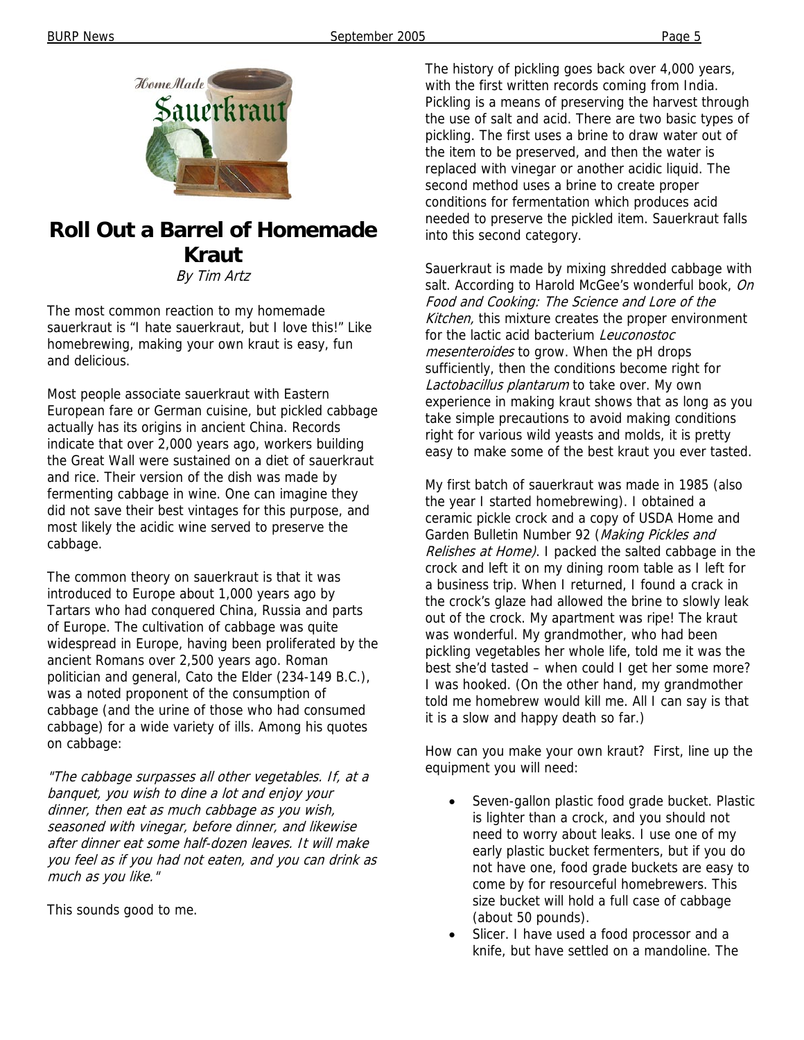# Roll Out a Barrel of Homemade Kraut

*By Tim Artz*

The most common reaction to my homemade sauerkraut is "I hate sauerkraut, but I love this!" Like homebrewing, making your own kraut is easy, fun and delicious.

Most people associate sauerkraut with Eastern European fare or German cuisine, but pickled cabbage actually has its origins in ancient China. Records indicate that over 2,000 years ago, workers building the Great Wall were sustained on a diet of sauerkraut and rice. Their version of the dish was made by fermenting cabbage in wine. One can imagine they did not save their best vintages for this purpose, and most likely the acidic wine served to preserve the cabbage.

The common theory on sauerkraut is that it was introduced to Europe about 1,000 years ago by Tartars who had conquered China, Russia and parts of Europe. The cultivation of cabbage was quite widespread in Europe, having been proliferated by the ancient Romans over 2,500 years ago. Roman politician and general, Cato the Elder (234-149 B.C.), was a noted proponent of the consumption of cabbage (and the urine of those who had consumed cabbage) for a wide variety of ills. Among his quotes on cabbage:

*"The cabbage surpasses all other vegetables. If, at a banquet, you wish to dine a lot and enjoy your dinner, then eat as much cabbage as you wish, seasoned with vinegar, before dinner, and likewise after dinner eat some half-dozen leaves. It will make you feel as if you had not eaten, and you can drink as much as you like."*

This sounds good to me.

The history of pickling goes back over 4,000 years, with the first written records coming from India. Pickling is a means of preserving the harvest through the use of salt and acid. There are two basic types of pickling. The first uses a brine to draw water out of the item to be preserved, and then the water is replaced with vinegar or another acidic liquid. The second method uses a brine to create proper conditions for fermentation which produces acid needed to preserve the pickled item. Sauerkraut falls into this second category.

Sauerkraut is made by mixing shredded cabbage with salt. According to Harold McGee's wonderful book, *On Food and Cooking: The Science and Lore of the Kitchen,* this mixture creates the proper environment for the lactic acid bacterium *Leuconostoc mesenteroides* to grow. When the pH drops sufficiently, then the conditions become right for *Lactobacillus plantarum* to take over. My own experience in making kraut shows that as long as you take simple precautions to avoid making conditions right for various wild yeasts and molds, it is pretty easy to make some of the best kraut you ever tasted.

My first batch of sauerkraut was made in 1985 (also the year I started homebrewing). I obtained a ceramic pickle crock and a copy of USDA Home and Garden Bulletin Number 92 (*Making Pickles and Relishes at Home)*. I packed the salted cabbage in the crock and left it on my dining room table as I left for a business trip. When I returned, I found a crack in the crock's glaze had allowed the brine to slowly leak out of the crock. My apartment was ripe! The kraut was wonderful. My grandmother, who had been pickling vegetables her whole life, told me it was the best she'd tasted – when could I get her some more? I was hooked. (On the other hand, my grandmother told me homebrew would kill me. All I can say is that it is a slow and happy death so far.)

How can you make your own kraut? First, line up the equipment you will need:

- Seven-gallon plastic food grade bucket. Plastic is lighter than a crock, and you should not need to worry about leaks. I use one of my early plastic bucket fermenters, but if you do not have one, food grade buckets are easy to come by for resourceful homebrewers. This size bucket will hold a full case of cabbage (about 50 pounds).
- Slicer. I have used a food processor and a knife, but have settled on a mandoline. The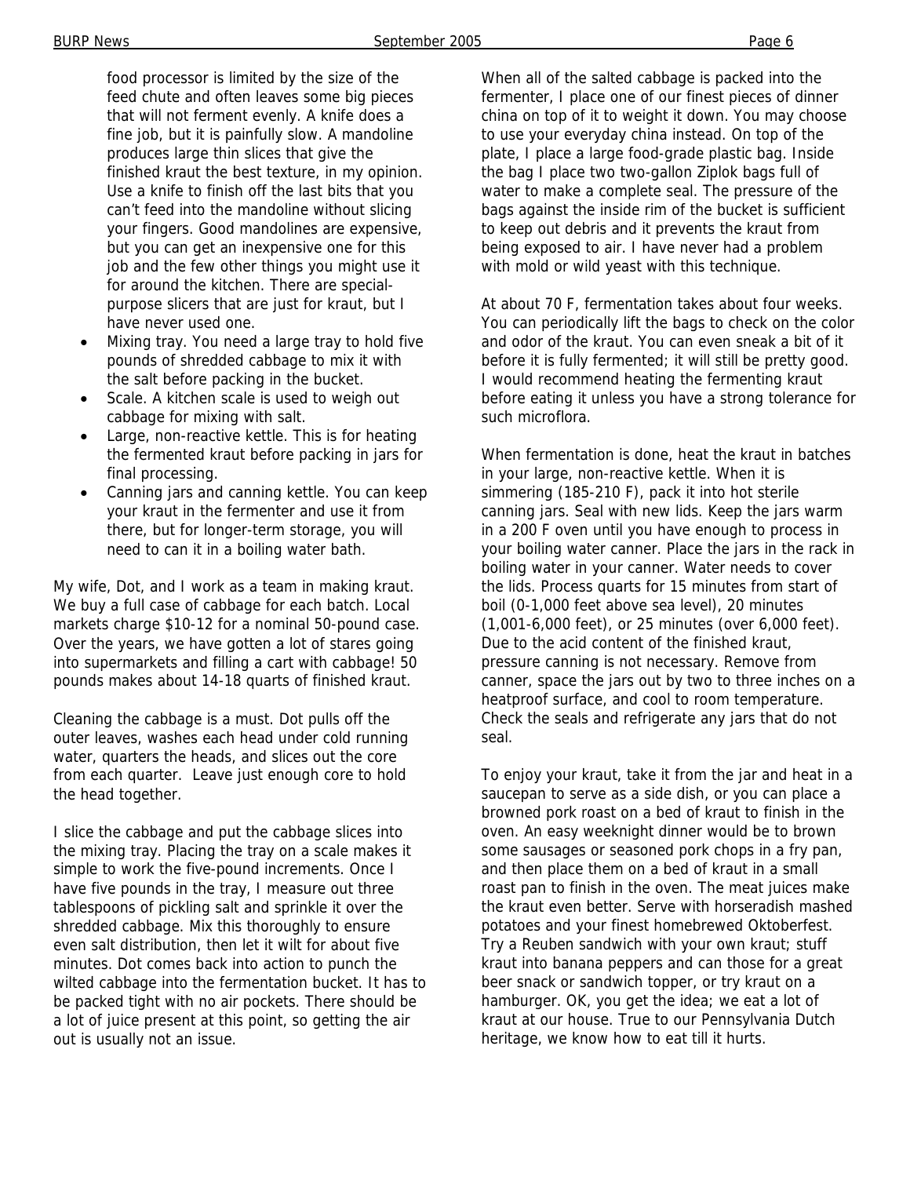food processor is limited by the size of the feed chute and often leaves some big pieces that will not ferment evenly. A knife does a fine job, but it is painfully slow. A mandoline produces large thin slices that give the finished kraut the best texture, in my opinion. Use a knife to finish off the last bits that you can't feed into the mandoline without slicing your fingers. Good mandolines are expensive, but you can get an inexpensive one for this job and the few other things you might use it for around the kitchen. There are special-purpose slicers that are just for kraut, but I have never used one.

- Mixing tray. You need a large tray to hold five pounds of shredded cabbage to mix it with the salt before packing in the bucket.
- Scale. A kitchen scale is used to weigh out cabbage for mixing with salt.
- Large, non-reactive kettle. This is for heating the fermented kraut before packing in jars for final processing.
- Canning jars and canning kettle. You can keep your kraut in the fermenter and use it from there, but for longer-term storage, you will need to can it in a boiling water bath.

My wife, Dot, and I work as a team in making kraut. We buy a full case of cabbage for each batch. Local markets charge $10-12 for a nominal 50-pound case. Over the years, we have gotten a lot of stares going into supermarkets and filling a cart with cabbage! 50 pounds makes about 14-18 quarts of finished kraut.

Cleaning the cabbage is a must. Dot pulls off the outer leaves, washes each head under cold running water, quarters the heads, and slices out the core from each quarter. Leave just enough core to hold the head together.

I slice the cabbage and put the cabbage slices into the mixing tray. Placing the tray on a scale makes it simple to work the five-pound increments. Once I have five pounds in the tray, I measure out three tablespoons of pickling salt and sprinkle it over the shredded cabbage. Mix this thoroughly to ensure even salt distribution, then let it wilt for about five minutes. Dot comes back into action to punch the wilted cabbage into the fermentation bucket. It has to be packed tight with no air pockets. There should be a lot of juice present at this point, so getting the air out is usually not an issue.

When all of the salted cabbage is packed into the fermenter, I place one of our finest pieces of dinner china on top of it to weight it down. You may choose to use your everyday china instead. On top of the plate, I place a large food-grade plastic bag. Inside the bag I place two two-gallon Ziplok bags full of water to make a complete seal. The pressure of the bags against the inside rim of the bucket is sufficient to keep out debris and it prevents the kraut from being exposed to air. I have never had a problem with mold or wild yeast with this technique.

At about 70 F, fermentation takes about four weeks. You can periodically lift the bags to check on the color and odor of the kraut. You can even sneak a bit of it before it is fully fermented; it will still be pretty good. I would recommend heating the fermenting kraut before eating it unless you have a strong tolerance for such microflora.

When fermentation is done, heat the kraut in batches in your large, non-reactive kettle. When it is simmering (185-210 F), pack it into hot sterile canning jars. Seal with new lids. Keep the jars warm in a 200 F oven until you have enough to process in your boiling water canner. Place the jars in the rack in boiling water in your canner. Water needs to cover the lids. Process quarts for 15 minutes from start of boil (0-1,000 feet above sea level), 20 minutes (1,001-6,000 feet), or 25 minutes (over 6,000 feet). Due to the acid content of the finished kraut, pressure canning is not necessary. Remove from canner, space the jars out by two to three inches on a heatproof surface, and cool to room temperature. Check the seals and refrigerate any jars that do not seal.

To enjoy your kraut, take it from the jar and heat in a saucepan to serve as a side dish, or you can place a browned pork roast on a bed of kraut to finish in the oven. An easy weeknight dinner would be to brown some sausages or seasoned pork chops in a fry pan, and then place them on a bed of kraut in a small roast pan to finish in the oven. The meat juices make the kraut even better. Serve with horseradish mashed potatoes and your finest homebrewed Oktoberfest. Try a Reuben sandwich with your own kraut; stuff kraut into banana peppers and can those for a great beer snack or sandwich topper, or try kraut on a hamburger. OK, you get the idea; we eat a lot of kraut at our house. True to our Pennsylvania Dutch heritage, we know how to eat till it hurts.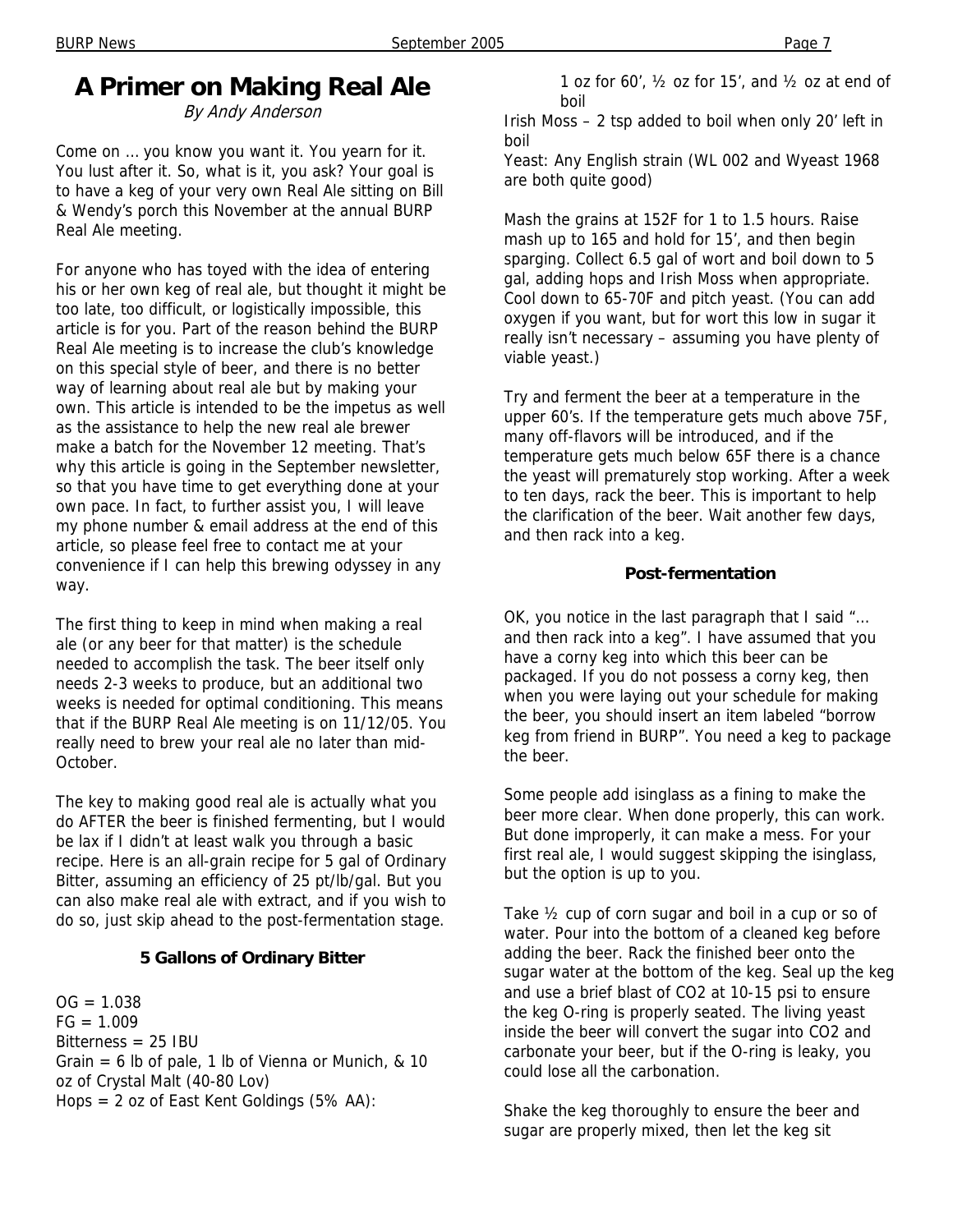# A Primer on Making Real Ale

*By Andy Anderson*

Come on … you know you want it. You yearn for it. You lust after it. So, what is it, you ask? Your goal is to have a keg of your very own Real Ale sitting on Bill & Wendy's porch this November at the annual BURP Real Ale meeting.

For anyone who has toyed with the idea of entering his or her own keg of real ale, but thought it might be too late, too difficult, or logistically impossible, this article is for you. Part of the reason behind the BURP Real Ale meeting is to increase the club's knowledge on this special style of beer, and there is no better way of learning about real ale but by making your own. This article is intended to be the impetus as well as the assistance to help the new real ale brewer make a batch for the November 12 meeting. That's why this article is going in the September newsletter, so that you have time to get everything done at your own pace. In fact, to further assist you, I will leave my phone number & email address at the end of this article, so please feel free to contact me at your convenience if I can help this brewing odyssey in any way.

The first thing to keep in mind when making a real ale (or any beer for that matter) is the schedule needed to accomplish the task. The beer itself only needs 2-3 weeks to produce, but an additional two weeks is needed for optimal conditioning. This means that if the BURP Real Ale meeting is on 11/12/05. You really need to brew your real ale no later than mid-October.

The key to making good real ale is actually what you do AFTER the beer is finished fermenting, but I would be lax if I didn't at least walk you through a basic recipe. Here is an all-grain recipe for 5 gal of Ordinary Bitter, assuming an efficiency of 25 pt/lb/gal. But you can also make real ale with extract, and if you wish to do so, just skip ahead to the post-fermentation stage.

**5 Gallons of Ordinary Bitter**

OG = 1.038
FG = 1.009
Bitterness = 25 IBU
Grain = 6 lb of pale, 1 lb of Vienna or Munich, & 10 oz of Crystal Malt (40-80 Lov)
Hops = 2 oz of East Kent Goldings (5% AA):
    1 oz for 60', ½ oz for 15', and ½ oz at end of boil
Irish Moss – 2 tsp added to boil when only 20' left in boil
Yeast: Any English strain (WL 002 and Wyeast 1968 are both quite good)

Mash the grains at 152F for 1 to 1.5 hours. Raise mash up to 165 and hold for 15', and then begin sparging. Collect 6.5 gal of wort and boil down to 5 gal, adding hops and Irish Moss when appropriate. Cool down to 65-70F and pitch yeast. (You can add oxygen if you want, but for wort this low in sugar it really isn't necessary – assuming you have plenty of viable yeast.)

Try and ferment the beer at a temperature in the upper 60's. If the temperature gets much above 75F, many off-flavors will be introduced, and if the temperature gets much below 65F there is a chance the yeast will prematurely stop working. After a week to ten days, rack the beer. This is important to help the clarification of the beer. Wait another few days, and then rack into a keg.

**Post-fermentation**

OK, you notice in the last paragraph that I said "… and then rack into a keg". I have assumed that you have a corny keg into which this beer can be packaged. If you do not possess a corny keg, then when you were laying out your schedule for making the beer, you should insert an item labeled "borrow keg from friend in BURP". You need a keg to package the beer.

Some people add isinglass as a fining to make the beer more clear. When done properly, this can work. But done improperly, it can make a mess. For your first real ale, I would suggest skipping the isinglass, but the option is up to you.

Take ½ cup of corn sugar and boil in a cup or so of water. Pour into the bottom of a cleaned keg before adding the beer. Rack the finished beer onto the sugar water at the bottom of the keg. Seal up the keg and use a brief blast of $CO_2$ at 10-15 psi to ensure the keg O-ring is properly seated. The living yeast inside the beer will convert the sugar into $CO_2$ and carbonate your beer, but if the O-ring is leaky, you could lose all the carbonation.

Shake the keg thoroughly to ensure the beer and sugar are properly mixed, then let the keg sit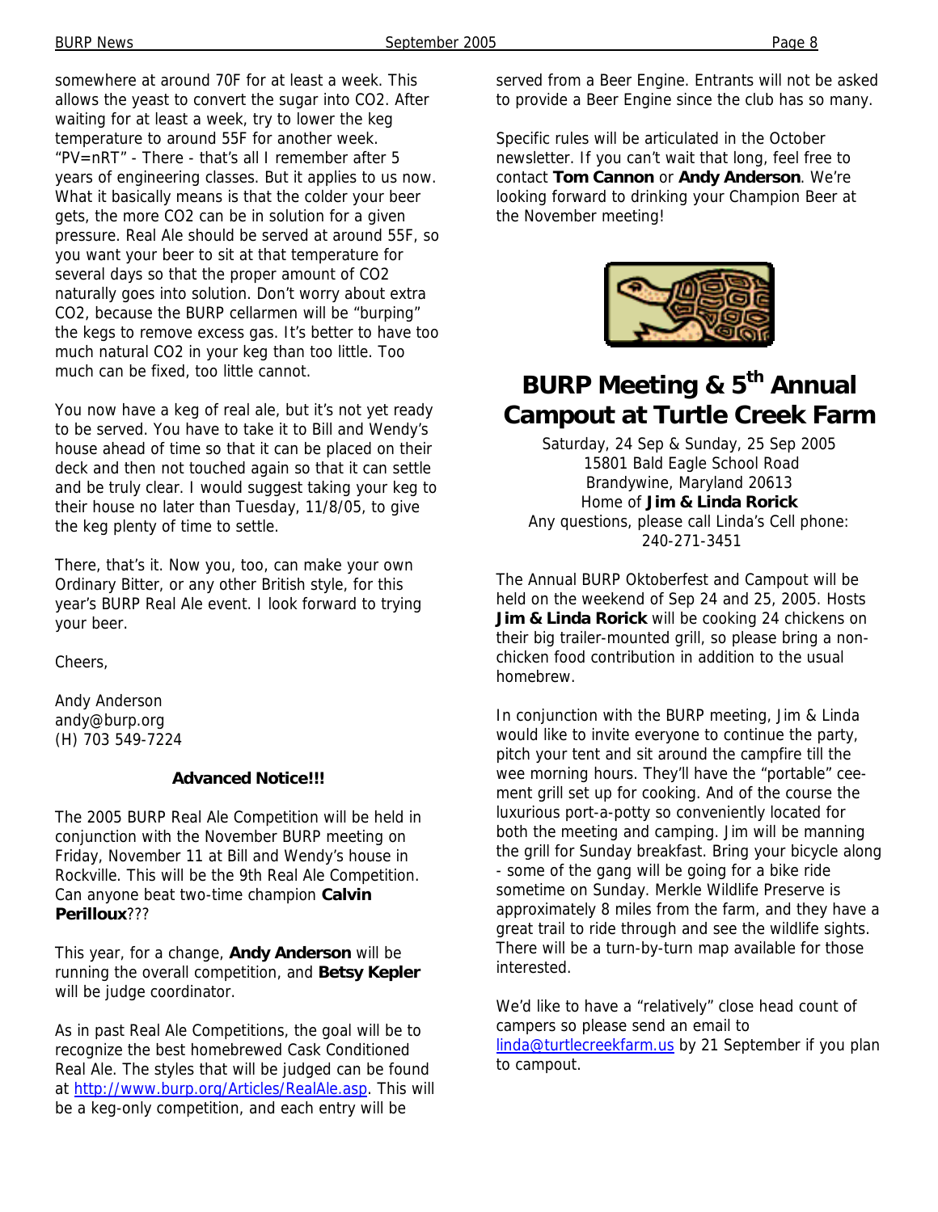somewhere at around 70F for at least a week. This allows the yeast to convert the sugar into $CO_2$. After waiting for at least a week, try to lower the keg temperature to around 55F for another week. "$PV=nRT$" - There - that's all I remember after 5 years of engineering classes. But it applies to us now. What it basically means is that the colder your beer gets, the more $CO_2$ can be in solution for a given pressure. Real Ale should be served at around 55F, so you want your beer to sit at that temperature for several days so that the proper amount of $CO_2$ naturally goes into solution. Don't worry about extra $CO_2$, because the BURP cellarmen will be "burping" the kegs to remove excess gas. It's better to have too much natural $CO_2$ in your keg than too little. Too much can be fixed, too little cannot.

You now have a keg of real ale, but it's not yet ready to be served. You have to take it to Bill and Wendy's house ahead of time so that it can be placed on their deck and then not touched again so that it can settle and be truly clear. I would suggest taking your keg to their house no later than Tuesday, 11/8/05, to give the keg plenty of time to settle.

There, that's it. Now you, too, can make your own Ordinary Bitter, or any other British style, for this year's BURP Real Ale event. I look forward to trying your beer.

Cheers,

Andy Anderson
andy@burp.org
(H) 703 549-7224

**Advanced Notice!!!**

The 2005 BURP Real Ale Competition will be held in conjunction with the November BURP meeting on Friday, November 11 at Bill and Wendy's house in Rockville. This will be the 9th Real Ale Competition. Can anyone beat two-time champion **Calvin Perilloux**???

This year, for a change, **Andy Anderson** will be running the overall competition, and **Betsy Kepler** will be judge coordinator.

As in past Real Ale Competitions, the goal will be to recognize the best homebrewed Cask Conditioned Real Ale. The styles that will be judged can be found at http://www.burp.org/Articles/RealAle.asp. This will be a keg-only competition, and each entry will be served from a Beer Engine. Entrants will not be asked to provide a Beer Engine since the club has so many.

Specific rules will be articulated in the October newsletter. If you can't wait that long, feel free to contact **Tom Cannon** or **Andy Anderson**. We're looking forward to drinking your Champion Beer at the November meeting!

# BURP Meeting & 5th Annual Campout at Turtle Creek Farm

Saturday, 24 Sep & Sunday, 25 Sep 2005
15801 Bald Eagle School Road
Brandywine, Maryland 20613
Home of **Jim & Linda Rorick**
Any questions, please call Linda's Cell phone: 240-271-3451

The Annual BURP Oktoberfest and Campout will be held on the weekend of Sep 24 and 25, 2005. Hosts **Jim & Linda Rorick** will be cooking 24 chickens on their big trailer-mounted grill, so please bring a non-chicken food contribution in addition to the usual homebrew.

In conjunction with the BURP meeting, Jim & Linda would like to invite everyone to continue the party, pitch your tent and sit around the campfire till the wee morning hours. They'll have the "portable" cee-ment grill set up for cooking. And of the course the luxurious port-a-potty so conveniently located for both the meeting and camping. Jim will be manning the grill for Sunday breakfast. Bring your bicycle along - some of the gang will be going for a bike ride sometime on Sunday. Merkle Wildlife Preserve is approximately 8 miles from the farm, and they have a great trail to ride through and see the wildlife sights. There will be a turn-by-turn map available for those interested.

We'd like to have a "relatively" close head count of campers so please send an email to linda@turtlecreekfarm.us by 21 September if you plan to campout.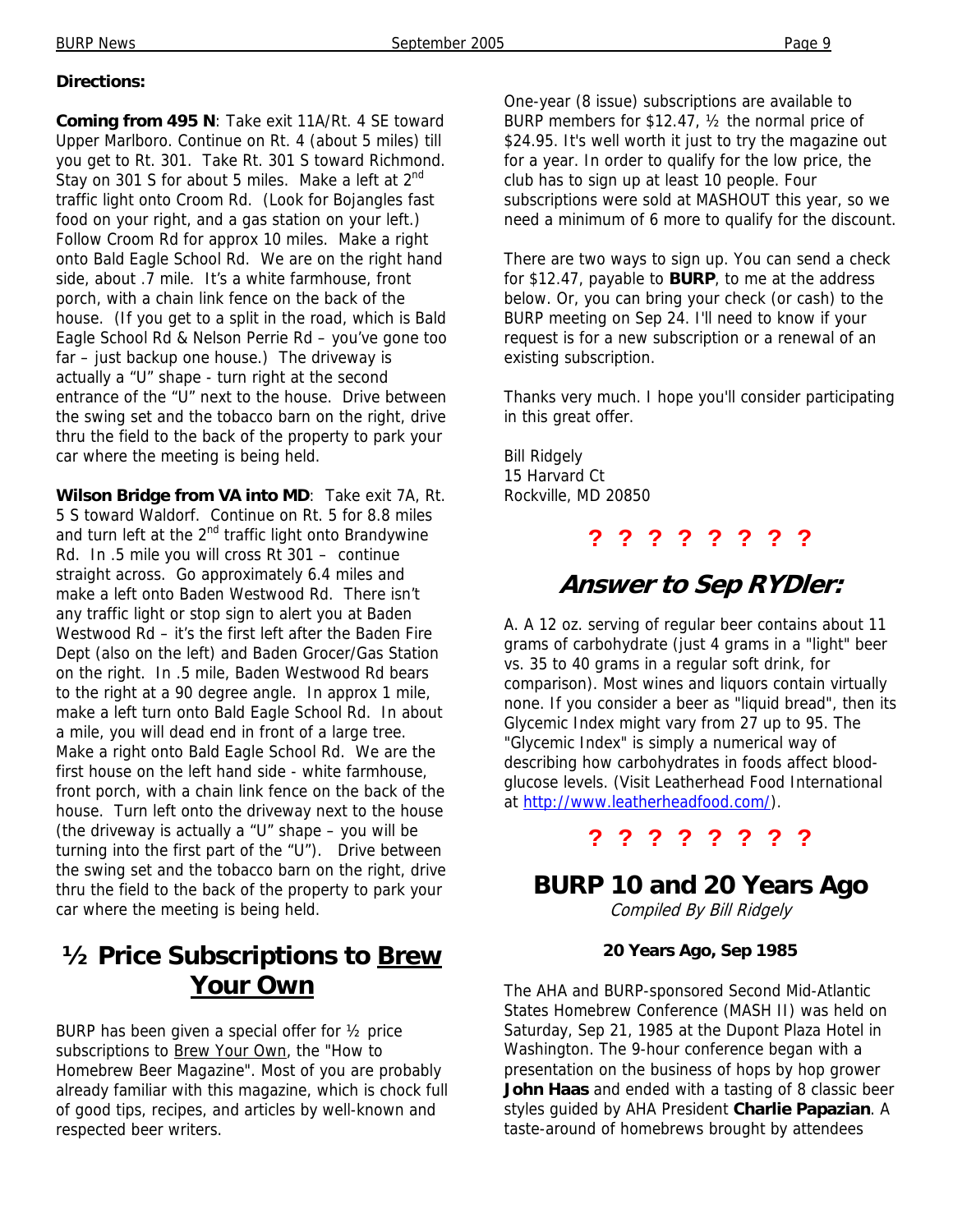**Directions:**

**Coming from 495 N**: Take exit 11A/Rt. 4 SE toward Upper Marlboro. Continue on Rt. 4 (about 5 miles) till you get to Rt. 301. Take Rt. 301 S toward Richmond. Stay on 301 S for about 5 miles. Make a left at 2nd traffic light onto Croom Rd. (Look for Bojangles fast food on your right, and a gas station on your left.) Follow Croom Rd for approx 10 miles. Make a right onto Bald Eagle School Rd. We are on the right hand side, about .7 mile. It's a white farmhouse, front porch, with a chain link fence on the back of the house. (If you get to a split in the road, which is Bald Eagle School Rd & Nelson Perrie Rd – you've gone too far – just backup one house.) The driveway is actually a "U" shape - turn right at the second entrance of the "U" next to the house. Drive between the swing set and the tobacco barn on the right, drive thru the field to the back of the property to park your car where the meeting is being held.

**Wilson Bridge from VA into MD**: Take exit 7A, Rt. 5 S toward Waldorf. Continue on Rt. 5 for 8.8 miles and turn left at the 2nd traffic light onto Brandywine Rd. In .5 mile you will cross Rt 301 – continue straight across. Go approximately 6.4 miles and make a left onto Baden Westwood Rd. There isn't any traffic light or stop sign to alert you at Baden Westwood Rd – it's the first left after the Baden Fire Dept (also on the left) and Baden Grocer/Gas Station on the right. In .5 mile, Baden Westwood Rd bears to the right at a 90 degree angle. In approx 1 mile, make a left turn onto Bald Eagle School Rd. In about a mile, you will dead end in front of a large tree. Make a right onto Bald Eagle School Rd. We are the first house on the left hand side - white farmhouse, front porch, with a chain link fence on the back of the house. Turn left onto the driveway next to the house (the driveway is actually a "U" shape – you will be turning into the first part of the "U"). Drive between the swing set and the tobacco barn on the right, drive thru the field to the back of the property to park your car where the meeting is being held.

## ½ Price Subscriptions to Brew Your Own

BURP has been given a special offer for ½ price subscriptions to Brew Your Own, the "How to Homebrew Beer Magazine". Most of you are probably already familiar with this magazine, which is chock full of good tips, recipes, and articles by well-known and respected beer writers.

One-year (8 issue) subscriptions are available to BURP members for $12.47, ½ the normal price of $24.95. It's well worth it just to try the magazine out for a year. In order to qualify for the low price, the club has to sign up at least 10 people. Four subscriptions were sold at MASHOUT this year, so we need a minimum of 6 more to qualify for the discount.

There are two ways to sign up. You can send a check for $12.47, payable to **BURP**, to me at the address below. Or, you can bring your check (or cash) to the BURP meeting on Sep 24. I'll need to know if your request is for a new subscription or a renewal of an existing subscription.

Thanks very much. I hope you'll consider participating in this great offer.

Bill Ridgely
15 Harvard Ct
Rockville, MD 20850

**? ? ? ? ? ? ? ?**

## *Answer to Sep RYDler:*

A. A 12 oz. serving of regular beer contains about 11 grams of carbohydrate (just 4 grams in a "light" beer vs. 35 to 40 grams in a regular soft drink, for comparison). Most wines and liquors contain virtually none. If you consider a beer as "liquid bread", then its Glycemic Index might vary from 27 up to 95. The "Glycemic Index" is simply a numerical way of describing how carbohydrates in foods affect blood-glucose levels. (Visit Leatherhead Food International at http://www.leatherheadfood.com/).

**? ? ? ? ? ? ? ?**

## BURP 10 and 20 Years Ago

*Compiled By Bill Ridgely*

### 20 Years Ago, Sep 1985

The AHA and BURP-sponsored Second Mid-Atlantic States Homebrew Conference (MASH II) was held on Saturday, Sep 21, 1985 at the Dupont Plaza Hotel in Washington. The 9-hour conference began with a presentation on the business of hops by hop grower **John Haas** and ended with a tasting of 8 classic beer styles guided by AHA President **Charlie Papazian**. A taste-around of homebrews brought by attendees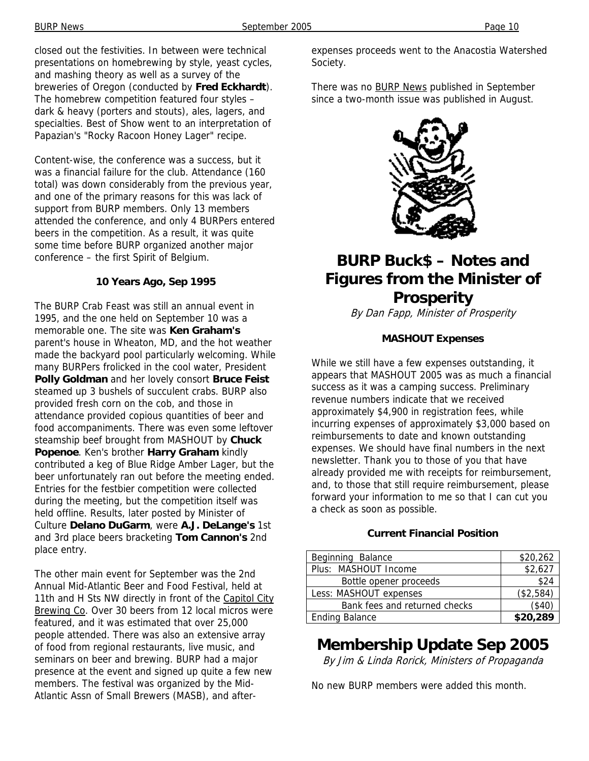closed out the festivities. In between were technical presentations on homebrewing by style, yeast cycles, and mashing theory as well as a survey of the breweries of Oregon (conducted by **Fred Eckhardt**). The homebrew competition featured four styles – dark & heavy (porters and stouts), ales, lagers, and specialties. Best of Show went to an interpretation of Papazian's "Rocky Racoon Honey Lager" recipe.

Content-wise, the conference was a success, but it was a financial failure for the club. Attendance (160 total) was down considerably from the previous year, and one of the primary reasons for this was lack of support from BURP members. Only 13 members attended the conference, and only 4 BURPers entered beers in the competition. As a result, it was quite some time before BURP organized another major conference – the first Spirit of Belgium.

### 10 Years Ago, Sep 1995

The BURP Crab Feast was still an annual event in 1995, and the one held on September 10 was a memorable one. The site was **Ken Graham's** parent's house in Wheaton, MD, and the hot weather made the backyard pool particularly welcoming. While many BURPers frolicked in the cool water, President **Polly Goldman** and her lovely consort **Bruce Feist** steamed up 3 bushels of succulent crabs. BURP also provided fresh corn on the cob, and those in attendance provided copious quantities of beer and food accompaniments. There was even some leftover steamship beef brought from MASHOUT by **Chuck Popenoe**. Ken's brother **Harry Graham** kindly contributed a keg of Blue Ridge Amber Lager, but the beer unfortunately ran out before the meeting ended. Entries for the festbier competition were collected during the meeting, but the competition itself was held offline. Results, later posted by Minister of Culture **Delano DuGarm**, were **A.J. DeLange's** 1st and 3rd place beers bracketing **Tom Cannon's** 2nd place entry.

The other main event for September was the 2nd Annual Mid-Atlantic Beer and Food Festival, held at 11th and H Sts NW directly in front of the Capitol City Brewing Co. Over 30 beers from 12 local micros were featured, and it was estimated that over 25,000 people attended. There was also an extensive array of food from regional restaurants, live music, and seminars on beer and brewing. BURP had a major presence at the event and signed up quite a few new members. The festival was organized by the Mid-Atlantic Assn of Small Brewers (MASB), and after-expenses proceeds went to the Anacostia Watershed Society.

There was no BURP News published in September since a two-month issue was published in August.

# BURP Buck$ – Notes and Figures from the Minister of Prosperity

*By Dan Fapp, Minister of Prosperity*

### MASHOUT Expenses

While we still have a few expenses outstanding, it appears that MASHOUT 2005 was as much a financial success as it was a camping success. Preliminary revenue numbers indicate that we received approximately $4,900 in registration fees, while incurring expenses of approximately $3,000 based on reimbursements to date and known outstanding expenses. We should have final numbers in the next newsletter. Thank you to those of you that have already provided me with receipts for reimbursement, and, to those that still require reimbursement, please forward your information to me so that I can cut you a check as soon as possible.

### Current Financial Position

| Item | Amount |
|---|---|
| Beginning Balance | $20,262 |
| Plus: MASHOUT Income | $2,627 |
| Bottle opener proceeds | $24 |
| Less: MASHOUT expenses | ($2,584) |
| Bank fees and returned checks | ($40) |
| Ending Balance | **$20,289** |

# Membership Update Sep 2005

*By Jim & Linda Rorick, Ministers of Propaganda*

No new BURP members were added this month.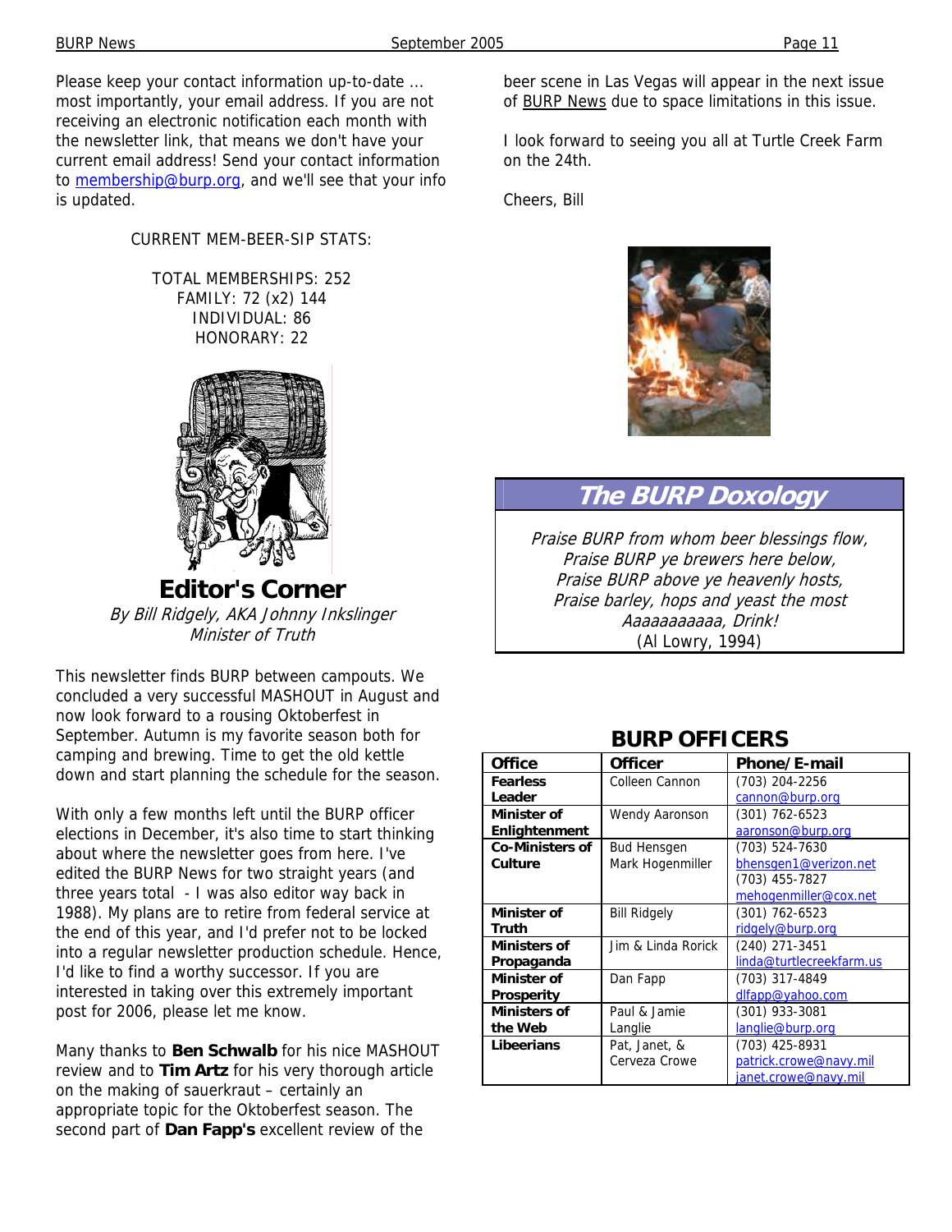Please keep your contact information up-to-date ... most importantly, your email address. If you are not receiving an electronic notification each month with the newsletter link, that means we don't have your current email address! Send your contact information to membership@burp.org, and we'll see that your info is updated.

CURRENT MEM-BEER-SIP STATS:

TOTAL MEMBERSHIPS: 252
FAMILY: 72 (x2) 144
INDIVIDUAL: 86
HONORARY: 22

## Editor's Corner

*By Bill Ridgely, AKA Johnny Inkslinger*
*Minister of Truth*

This newsletter finds BURP between campouts. We concluded a very successful MASHOUT in August and now look forward to a rousing Oktoberfest in September. Autumn is my favorite season both for camping and brewing. Time to get the old kettle down and start planning the schedule for the season.

With only a few months left until the BURP officer elections in December, it's also time to start thinking about where the newsletter goes from here. I've edited the BURP News for two straight years (and three years total - I was also editor way back in 1988). My plans are to retire from federal service at the end of this year, and I'd prefer not to be locked into a regular newsletter production schedule. Hence, I'd like to find a worthy successor. If you are interested in taking over this extremely important post for 2006, please let me know.

Many thanks to **Ben Schwalb** for his nice MASHOUT review and to **Tim Artz** for his very thorough article on the making of sauerkraut – certainly an appropriate topic for the Oktoberfest season. The second part of **Dan Fapp's** excellent review of the beer scene in Las Vegas will appear in the next issue of BURP News due to space limitations in this issue.

I look forward to seeing you all at Turtle Creek Farm on the 24th.

Cheers, Bill

## The BURP Doxology

*Praise BURP from whom beer blessings flow,*
*Praise BURP ye brewers here below,*
*Praise BURP above ye heavenly hosts,*
*Praise barley, hops and yeast the most*
*Aaaaaaaaaaa, Drink!*
(Al Lowry, 1994)

## BURP OFFICERS

| Office | Officer | Phone/E-mail |
|---|---|---|
| **Fearless Leader** | Colleen Cannon | (703) 204-2256 cannon@burp.org |
| **Minister of Enlightenment** | Wendy Aaronson | (301) 762-6523 aaronson@burp.org |
| **Co-Ministers of Culture** | Bud Hensgen Mark Hogenmiller | (703) 524-7630 bhensgen1@verizon.net (703) 455-7827 mehogenmiller@cox.net |
| **Minister of Truth** | Bill Ridgely | (301) 762-6523 ridgely@burp.org |
| **Ministers of Propaganda** | Jim & Linda Rorick | (240) 271-3451 linda@turtlecreekfarm.us |
| **Minister of Prosperity** | Dan Fapp | (703) 317-4849 dlfapp@yahoo.com |
| **Ministers of the Web** | Paul & Jamie Langlie | (301) 933-3081 langlie@burp.org |
| **Libeerians** | Pat, Janet, & Cerveza Crowe | (703) 425-8931 patrick.crowe@navy.mil janet.crowe@navy.mil |